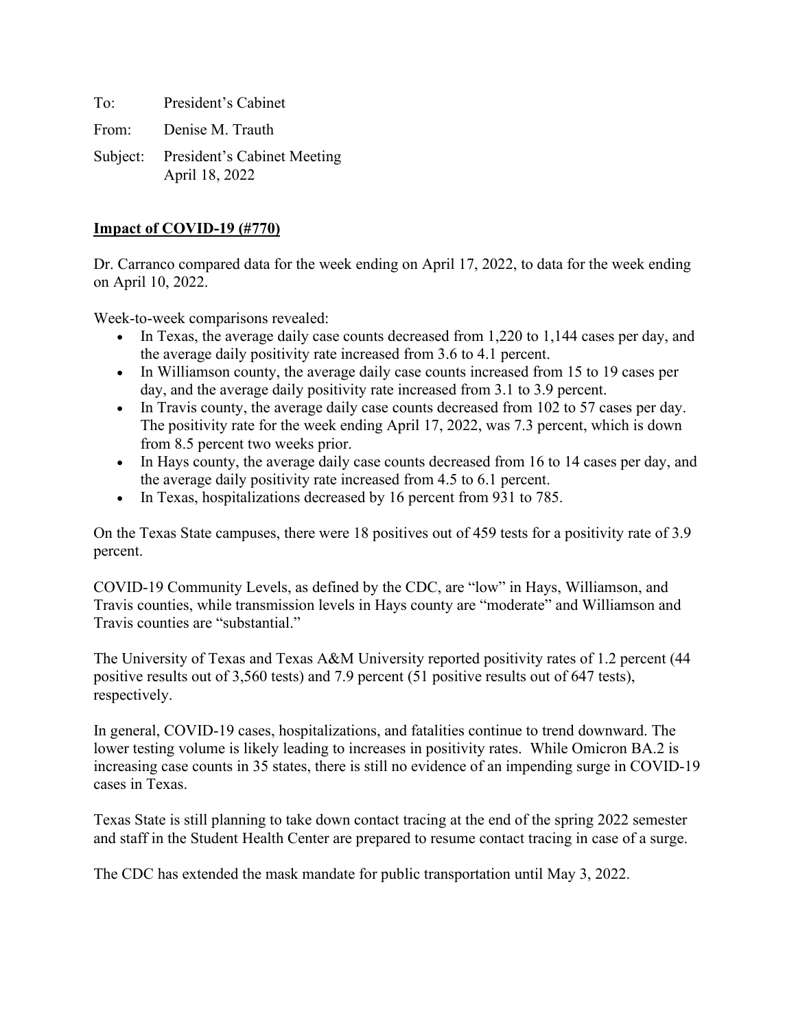To: President's Cabinet

From: Denise M. Trauth

Subject: President's Cabinet Meeting
April 18, 2022

**Impact of COVID-19 (#770)**

Dr. Carranco compared data for the week ending on April 17, 2022, to data for the week ending on April 10, 2022.

Week-to-week comparisons revealed:

- In Texas, the average daily case counts decreased from 1,220 to 1,144 cases per day, and the average daily positivity rate increased from 3.6 to 4.1 percent.
- In Williamson county, the average daily case counts increased from 15 to 19 cases per day, and the average daily positivity rate increased from 3.1 to 3.9 percent.
- In Travis county, the average daily case counts decreased from 102 to 57 cases per day. The positivity rate for the week ending April 17, 2022, was 7.3 percent, which is down from 8.5 percent two weeks prior.
- In Hays county, the average daily case counts decreased from 16 to 14 cases per day, and the average daily positivity rate increased from 4.5 to 6.1 percent.
- In Texas, hospitalizations decreased by 16 percent from 931 to 785.

On the Texas State campuses, there were 18 positives out of 459 tests for a positivity rate of 3.9 percent.

COVID-19 Community Levels, as defined by the CDC, are "low" in Hays, Williamson, and Travis counties, while transmission levels in Hays county are "moderate" and Williamson and Travis counties are "substantial."

The University of Texas and Texas A&M University reported positivity rates of 1.2 percent (44 positive results out of 3,560 tests) and 7.9 percent (51 positive results out of 647 tests), respectively.

In general, COVID-19 cases, hospitalizations, and fatalities continue to trend downward. The lower testing volume is likely leading to increases in positivity rates. While Omicron BA.2 is increasing case counts in 35 states, there is still no evidence of an impending surge in COVID-19 cases in Texas.

Texas State is still planning to take down contact tracing at the end of the spring 2022 semester and staff in the Student Health Center are prepared to resume contact tracing in case of a surge.

The CDC has extended the mask mandate for public transportation until May 3, 2022.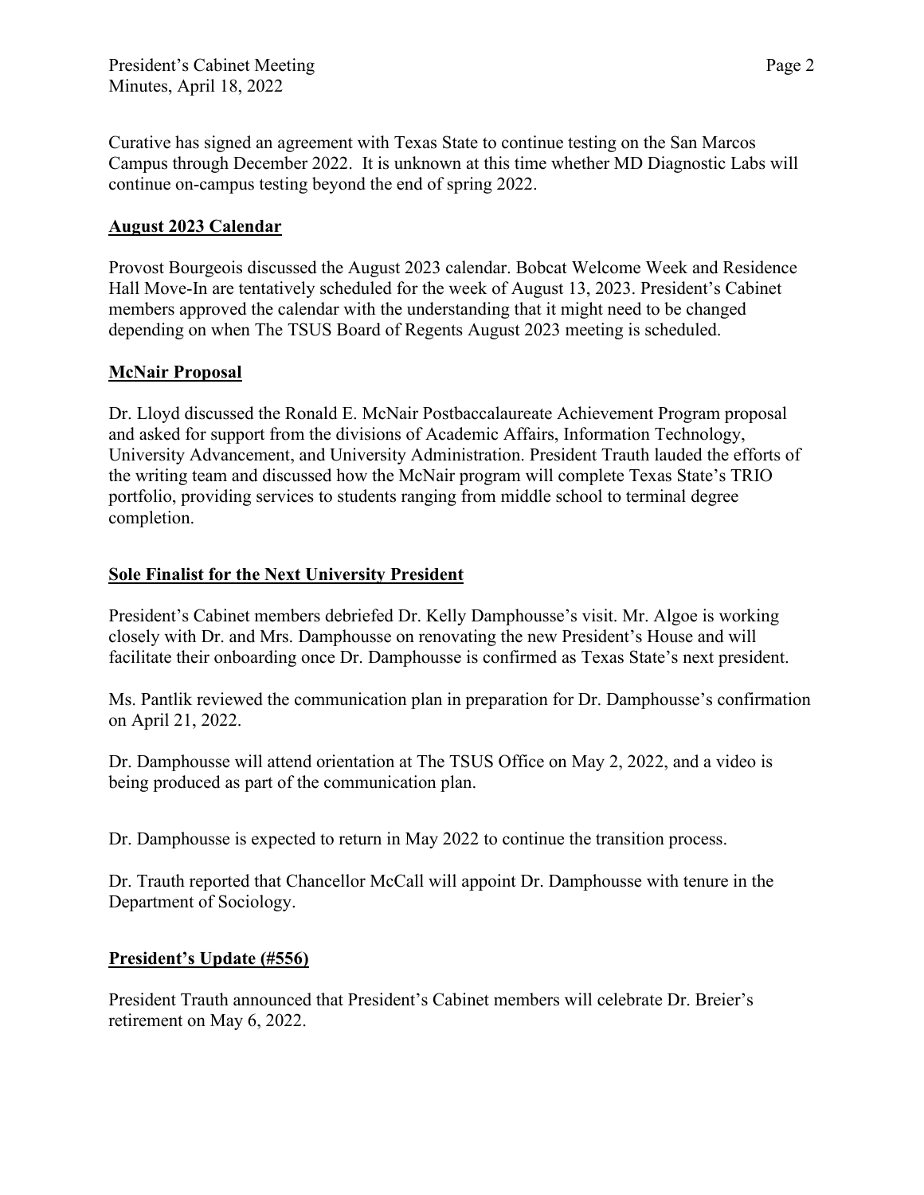Curative has signed an agreement with Texas State to continue testing on the San Marcos Campus through December 2022. It is unknown at this time whether MD Diagnostic Labs will continue on-campus testing beyond the end of spring 2022.

## August 2023 Calendar

Provost Bourgeois discussed the August 2023 calendar. Bobcat Welcome Week and Residence Hall Move-In are tentatively scheduled for the week of August 13, 2023. President's Cabinet members approved the calendar with the understanding that it might need to be changed depending on when The TSUS Board of Regents August 2023 meeting is scheduled.

## McNair Proposal

Dr. Lloyd discussed the Ronald E. McNair Postbaccalaureate Achievement Program proposal and asked for support from the divisions of Academic Affairs, Information Technology, University Advancement, and University Administration. President Trauth lauded the efforts of the writing team and discussed how the McNair program will complete Texas State's TRIO portfolio, providing services to students ranging from middle school to terminal degree completion.

## Sole Finalist for the Next University President

President's Cabinet members debriefed Dr. Kelly Damphousse's visit. Mr. Algoe is working closely with Dr. and Mrs. Damphousse on renovating the new President's House and will facilitate their onboarding once Dr. Damphousse is confirmed as Texas State's next president.

Ms. Pantlik reviewed the communication plan in preparation for Dr. Damphousse's confirmation on April 21, 2022.

Dr. Damphousse will attend orientation at The TSUS Office on May 2, 2022, and a video is being produced as part of the communication plan.

Dr. Damphousse is expected to return in May 2022 to continue the transition process.

Dr. Trauth reported that Chancellor McCall will appoint Dr. Damphousse with tenure in the Department of Sociology.

## President's Update (#556)

President Trauth announced that President's Cabinet members will celebrate Dr. Breier's retirement on May 6, 2022.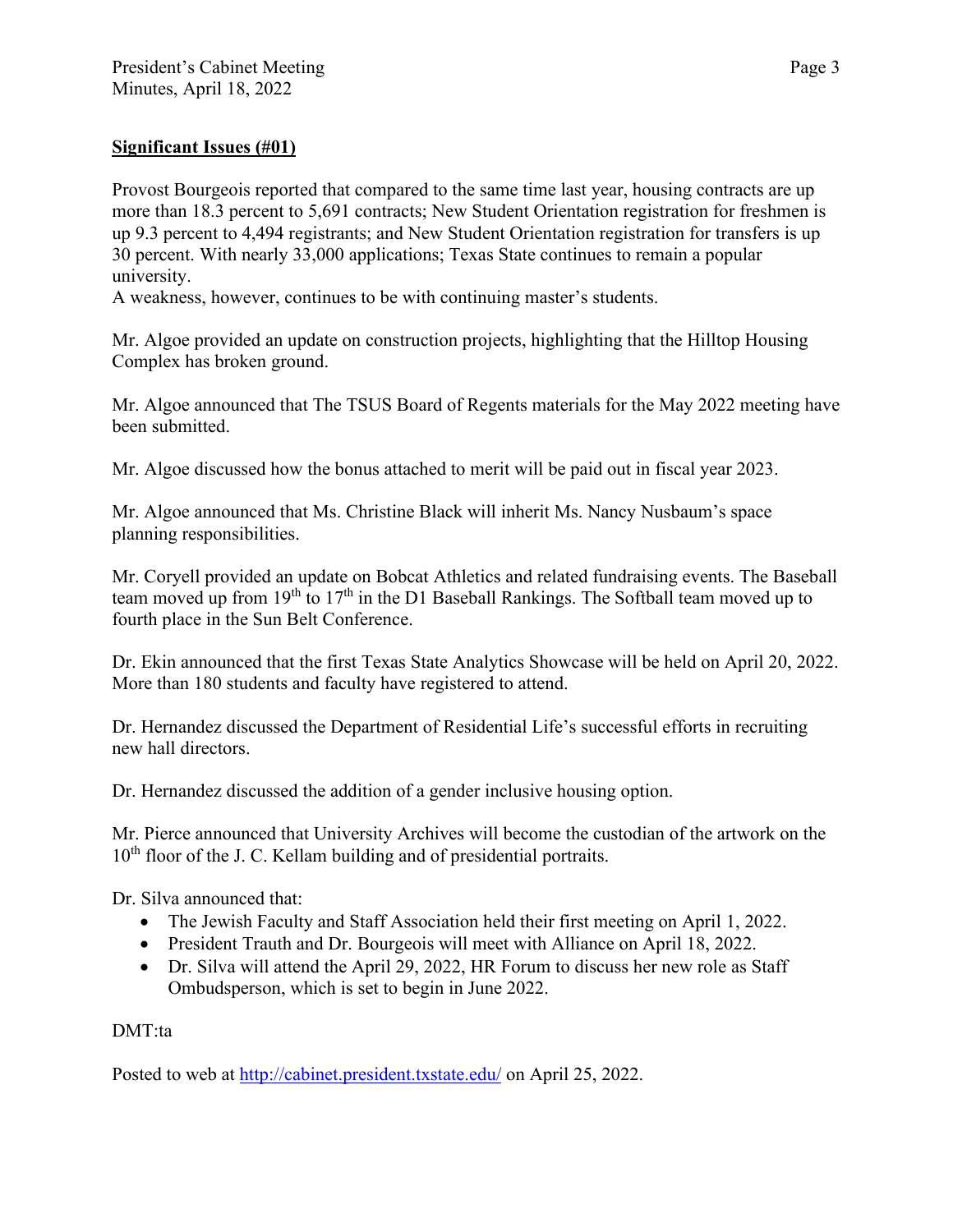**Significant Issues (#01)**

Provost Bourgeois reported that compared to the same time last year, housing contracts are up more than 18.3 percent to 5,691 contracts; New Student Orientation registration for freshmen is up 9.3 percent to 4,494 registrants; and New Student Orientation registration for transfers is up 30 percent. With nearly 33,000 applications; Texas State continues to remain a popular university.
A weakness, however, continues to be with continuing master's students.

Mr. Algoe provided an update on construction projects, highlighting that the Hilltop Housing Complex has broken ground.

Mr. Algoe announced that The TSUS Board of Regents materials for the May 2022 meeting have been submitted.

Mr. Algoe discussed how the bonus attached to merit will be paid out in fiscal year 2023.

Mr. Algoe announced that Ms. Christine Black will inherit Ms. Nancy Nusbaum's space planning responsibilities.

Mr. Coryell provided an update on Bobcat Athletics and related fundraising events. The Baseball team moved up from 19th to 17th in the D1 Baseball Rankings. The Softball team moved up to fourth place in the Sun Belt Conference.

Dr. Ekin announced that the first Texas State Analytics Showcase will be held on April 20, 2022. More than 180 students and faculty have registered to attend.

Dr. Hernandez discussed the Department of Residential Life's successful efforts in recruiting new hall directors.

Dr. Hernandez discussed the addition of a gender inclusive housing option.

Mr. Pierce announced that University Archives will become the custodian of the artwork on the 10th floor of the J. C. Kellam building and of presidential portraits.

Dr. Silva announced that:

- The Jewish Faculty and Staff Association held their first meeting on April 1, 2022.
- President Trauth and Dr. Bourgeois will meet with Alliance on April 18, 2022.
- Dr. Silva will attend the April 29, 2022, HR Forum to discuss her new role as Staff Ombudsperson, which is set to begin in June 2022.

DMT:ta

Posted to web at http://cabinet.president.txstate.edu/ on April 25, 2022.